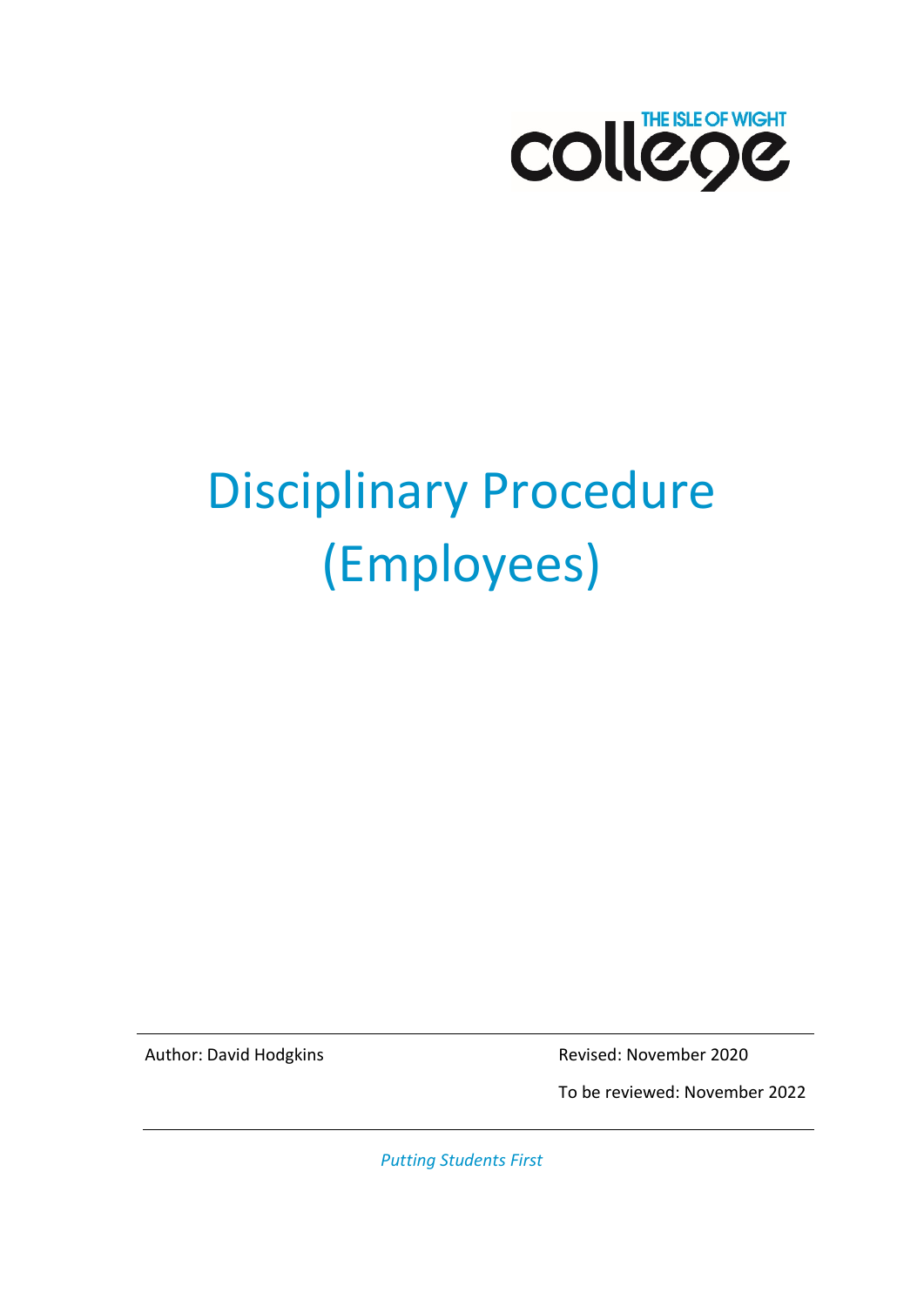THE ISLE OF WIGHT college

# Disciplinary Procedure (Employees)

Author: David Hodgkins

Revised: November 2020

To be reviewed: November 2022

*Putting Students First*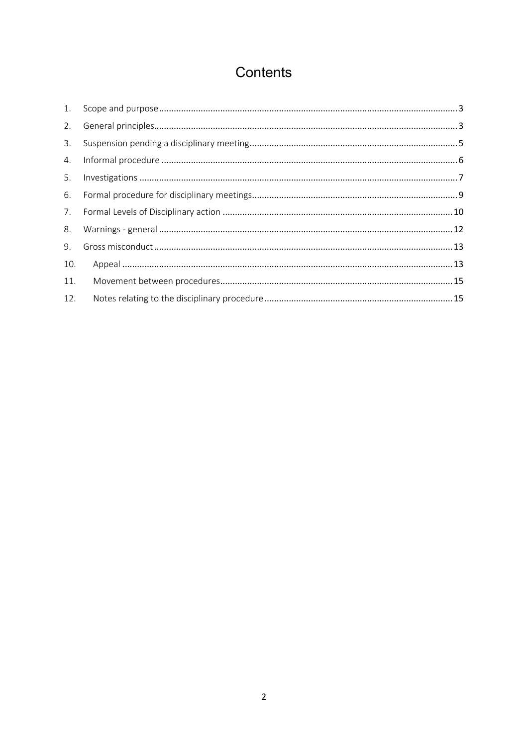# Contents

1. Scope and purpose ........................................................................................................ 3
2. General principles.......................................................................................................... 3
3. Suspension pending a disciplinary meeting .................................................................... 5
4. Informal procedure ....................................................................................................... 6
5. Investigations ............................................................................................................... 7
6. Formal procedure for disciplinary meetings.................................................................... 9
7. Formal Levels of Disciplinary action .............................................................................. 10
8. Warnings - general ...................................................................................................... 12
9. Gross misconduct......................................................................................................... 13
10. Appeal ..................................................................................................................... 13
11. Movement between procedures.............................................................................. 15
12. Notes relating to the disciplinary procedure ............................................................ 15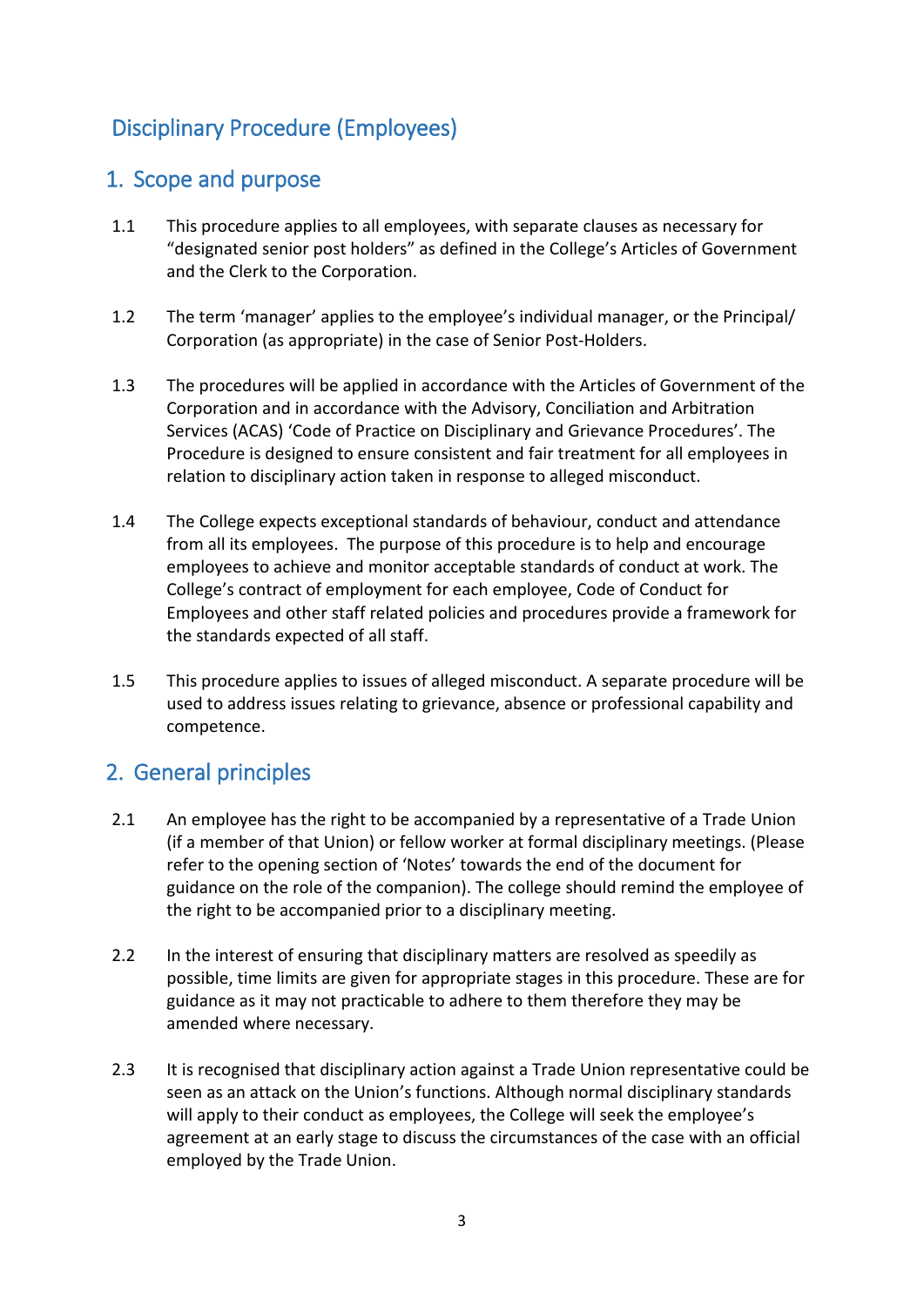# Disciplinary Procedure (Employees)

## 1. Scope and purpose

1.1 This procedure applies to all employees, with separate clauses as necessary for "designated senior post holders" as defined in the College's Articles of Government and the Clerk to the Corporation.

1.2 The term 'manager' applies to the employee's individual manager, or the Principal/ Corporation (as appropriate) in the case of Senior Post-Holders.

1.3 The procedures will be applied in accordance with the Articles of Government of the Corporation and in accordance with the Advisory, Conciliation and Arbitration Services (ACAS) 'Code of Practice on Disciplinary and Grievance Procedures'. The Procedure is designed to ensure consistent and fair treatment for all employees in relation to disciplinary action taken in response to alleged misconduct.

1.4 The College expects exceptional standards of behaviour, conduct and attendance from all its employees. The purpose of this procedure is to help and encourage employees to achieve and monitor acceptable standards of conduct at work. The College's contract of employment for each employee, Code of Conduct for Employees and other staff related policies and procedures provide a framework for the standards expected of all staff.

1.5 This procedure applies to issues of alleged misconduct. A separate procedure will be used to address issues relating to grievance, absence or professional capability and competence.

## 2. General principles

2.1 An employee has the right to be accompanied by a representative of a Trade Union (if a member of that Union) or fellow worker at formal disciplinary meetings. (Please refer to the opening section of 'Notes' towards the end of the document for guidance on the role of the companion). The college should remind the employee of the right to be accompanied prior to a disciplinary meeting.

2.2 In the interest of ensuring that disciplinary matters are resolved as speedily as possible, time limits are given for appropriate stages in this procedure. These are for guidance as it may not practicable to adhere to them therefore they may be amended where necessary.

2.3 It is recognised that disciplinary action against a Trade Union representative could be seen as an attack on the Union's functions. Although normal disciplinary standards will apply to their conduct as employees, the College will seek the employee's agreement at an early stage to discuss the circumstances of the case with an official employed by the Trade Union.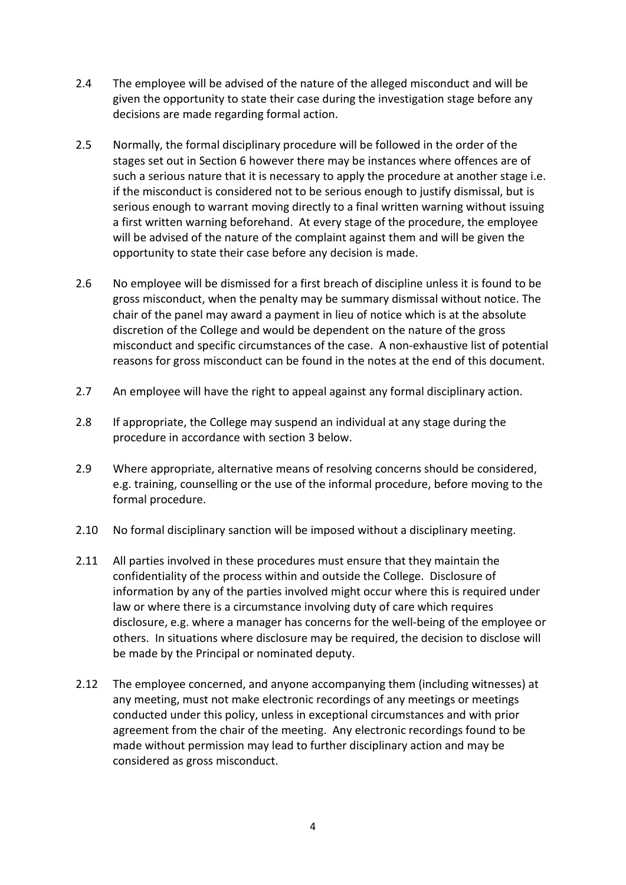2.4 The employee will be advised of the nature of the alleged misconduct and will be given the opportunity to state their case during the investigation stage before any decisions are made regarding formal action.

2.5 Normally, the formal disciplinary procedure will be followed in the order of the stages set out in Section 6 however there may be instances where offences are of such a serious nature that it is necessary to apply the procedure at another stage i.e. if the misconduct is considered not to be serious enough to justify dismissal, but is serious enough to warrant moving directly to a final written warning without issuing a first written warning beforehand. At every stage of the procedure, the employee will be advised of the nature of the complaint against them and will be given the opportunity to state their case before any decision is made.

2.6 No employee will be dismissed for a first breach of discipline unless it is found to be gross misconduct, when the penalty may be summary dismissal without notice. The chair of the panel may award a payment in lieu of notice which is at the absolute discretion of the College and would be dependent on the nature of the gross misconduct and specific circumstances of the case. A non-exhaustive list of potential reasons for gross misconduct can be found in the notes at the end of this document.

2.7 An employee will have the right to appeal against any formal disciplinary action.

2.8 If appropriate, the College may suspend an individual at any stage during the procedure in accordance with section 3 below.

2.9 Where appropriate, alternative means of resolving concerns should be considered, e.g. training, counselling or the use of the informal procedure, before moving to the formal procedure.

2.10 No formal disciplinary sanction will be imposed without a disciplinary meeting.

2.11 All parties involved in these procedures must ensure that they maintain the confidentiality of the process within and outside the College. Disclosure of information by any of the parties involved might occur where this is required under law or where there is a circumstance involving duty of care which requires disclosure, e.g. where a manager has concerns for the well-being of the employee or others. In situations where disclosure may be required, the decision to disclose will be made by the Principal or nominated deputy.

2.12 The employee concerned, and anyone accompanying them (including witnesses) at any meeting, must not make electronic recordings of any meetings or meetings conducted under this policy, unless in exceptional circumstances and with prior agreement from the chair of the meeting. Any electronic recordings found to be made without permission may lead to further disciplinary action and may be considered as gross misconduct.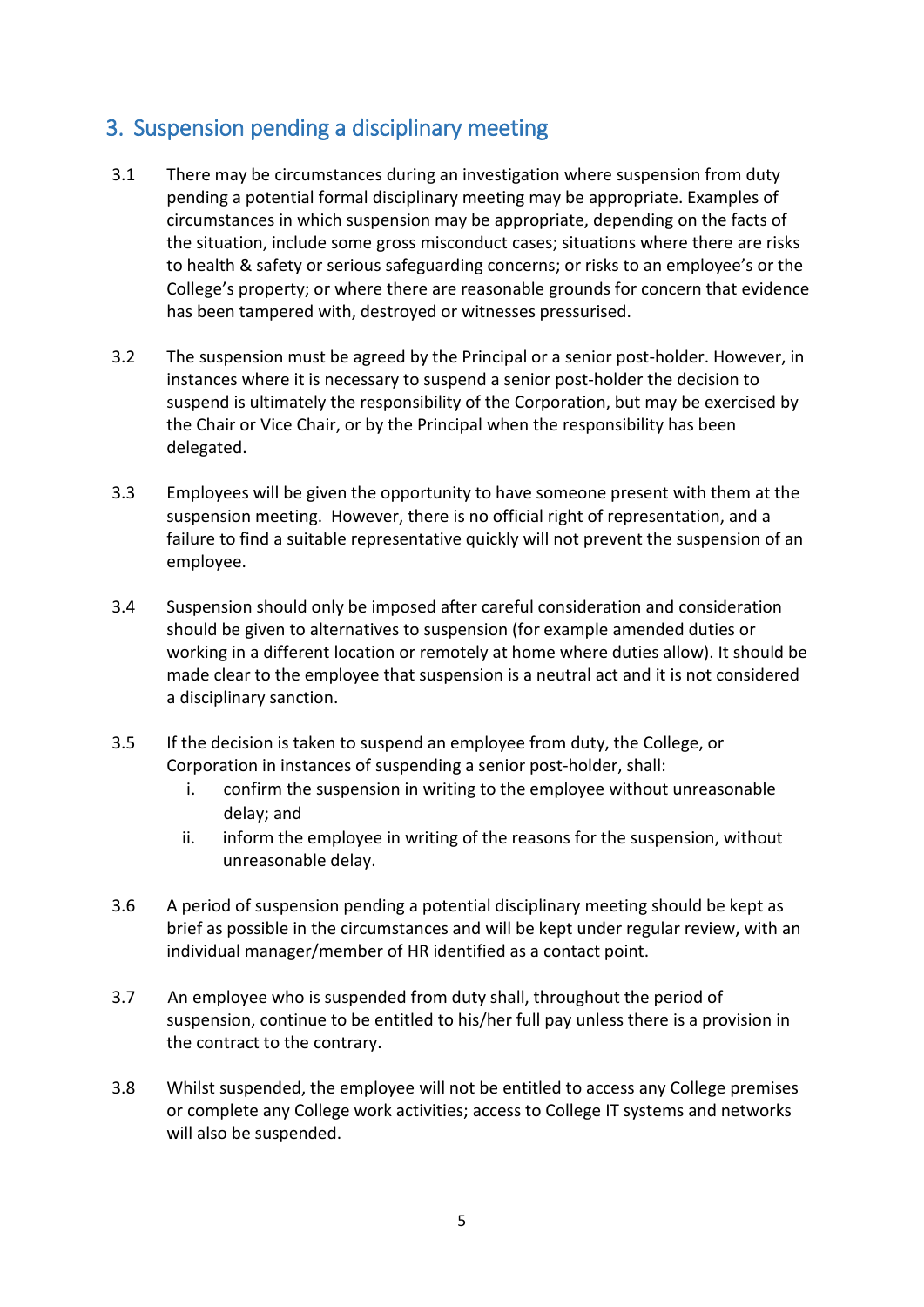## 3. Suspension pending a disciplinary meeting

3.1 There may be circumstances during an investigation where suspension from duty pending a potential formal disciplinary meeting may be appropriate. Examples of circumstances in which suspension may be appropriate, depending on the facts of the situation, include some gross misconduct cases; situations where there are risks to health & safety or serious safeguarding concerns; or risks to an employee's or the College's property; or where there are reasonable grounds for concern that evidence has been tampered with, destroyed or witnesses pressurised.

3.2 The suspension must be agreed by the Principal or a senior post-holder. However, in instances where it is necessary to suspend a senior post-holder the decision to suspend is ultimately the responsibility of the Corporation, but may be exercised by the Chair or Vice Chair, or by the Principal when the responsibility has been delegated.

3.3 Employees will be given the opportunity to have someone present with them at the suspension meeting. However, there is no official right of representation, and a failure to find a suitable representative quickly will not prevent the suspension of an employee.

3.4 Suspension should only be imposed after careful consideration and consideration should be given to alternatives to suspension (for example amended duties or working in a different location or remotely at home where duties allow). It should be made clear to the employee that suspension is a neutral act and it is not considered a disciplinary sanction.

3.5 If the decision is taken to suspend an employee from duty, the College, or Corporation in instances of suspending a senior post-holder, shall:

   i. confirm the suspension in writing to the employee without unreasonable delay; and
   ii. inform the employee in writing of the reasons for the suspension, without unreasonable delay.

3.6 A period of suspension pending a potential disciplinary meeting should be kept as brief as possible in the circumstances and will be kept under regular review, with an individual manager/member of HR identified as a contact point.

3.7 An employee who is suspended from duty shall, throughout the period of suspension, continue to be entitled to his/her full pay unless there is a provision in the contract to the contrary.

3.8 Whilst suspended, the employee will not be entitled to access any College premises or complete any College work activities; access to College IT systems and networks will also be suspended.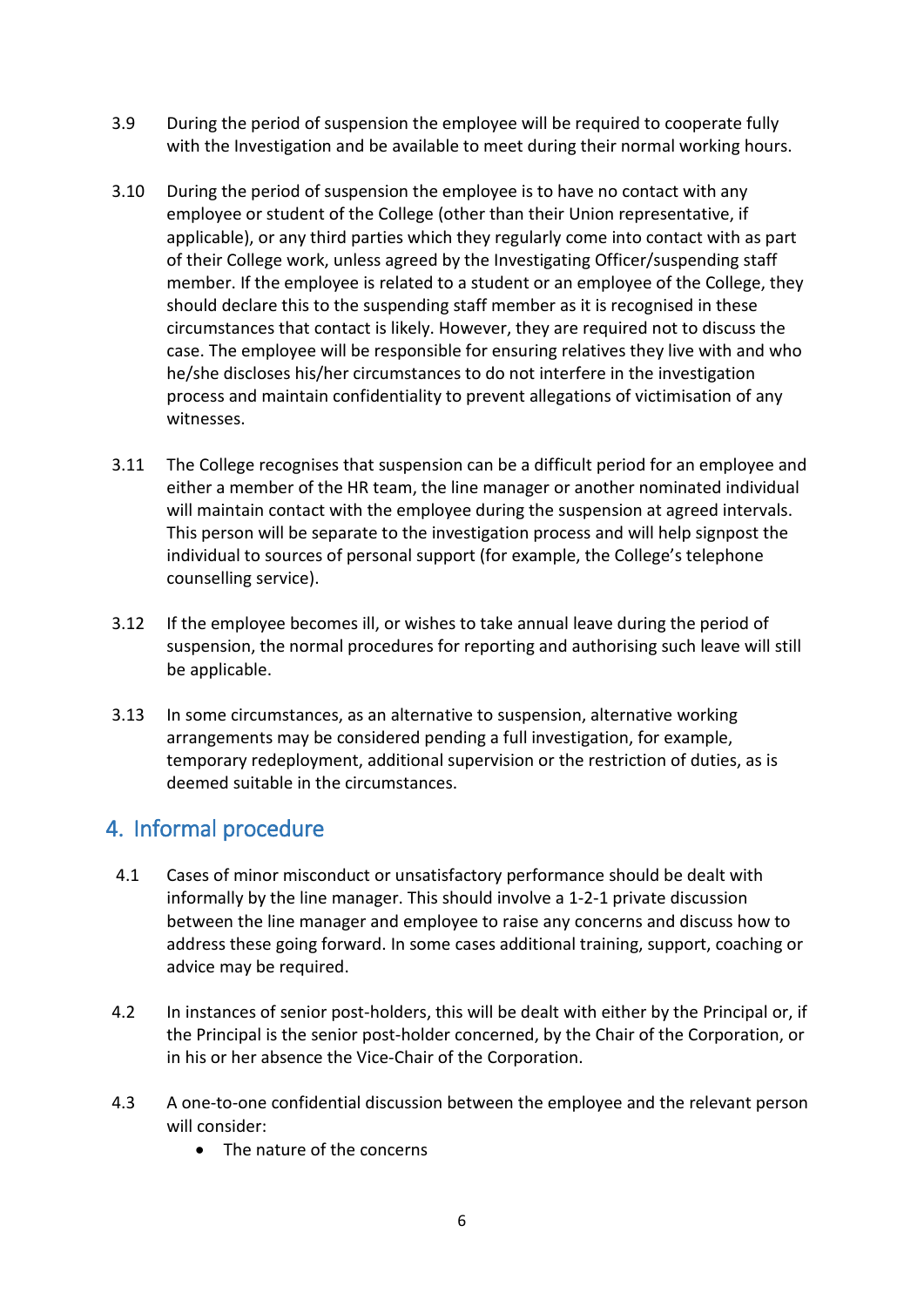3.9 During the period of suspension the employee will be required to cooperate fully with the Investigation and be available to meet during their normal working hours.

3.10 During the period of suspension the employee is to have no contact with any employee or student of the College (other than their Union representative, if applicable), or any third parties which they regularly come into contact with as part of their College work, unless agreed by the Investigating Officer/suspending staff member. If the employee is related to a student or an employee of the College, they should declare this to the suspending staff member as it is recognised in these circumstances that contact is likely. However, they are required not to discuss the case. The employee will be responsible for ensuring relatives they live with and who he/she discloses his/her circumstances to do not interfere in the investigation process and maintain confidentiality to prevent allegations of victimisation of any witnesses.

3.11 The College recognises that suspension can be a difficult period for an employee and either a member of the HR team, the line manager or another nominated individual will maintain contact with the employee during the suspension at agreed intervals. This person will be separate to the investigation process and will help signpost the individual to sources of personal support (for example, the College's telephone counselling service).

3.12 If the employee becomes ill, or wishes to take annual leave during the period of suspension, the normal procedures for reporting and authorising such leave will still be applicable.

3.13 In some circumstances, as an alternative to suspension, alternative working arrangements may be considered pending a full investigation, for example, temporary redeployment, additional supervision or the restriction of duties, as is deemed suitable in the circumstances.

## 4. Informal procedure

4.1 Cases of minor misconduct or unsatisfactory performance should be dealt with informally by the line manager. This should involve a 1-2-1 private discussion between the line manager and employee to raise any concerns and discuss how to address these going forward. In some cases additional training, support, coaching or advice may be required.

4.2 In instances of senior post-holders, this will be dealt with either by the Principal or, if the Principal is the senior post-holder concerned, by the Chair of the Corporation, or in his or her absence the Vice-Chair of the Corporation.

4.3 A one-to-one confidential discussion between the employee and the relevant person will consider:

- The nature of the concerns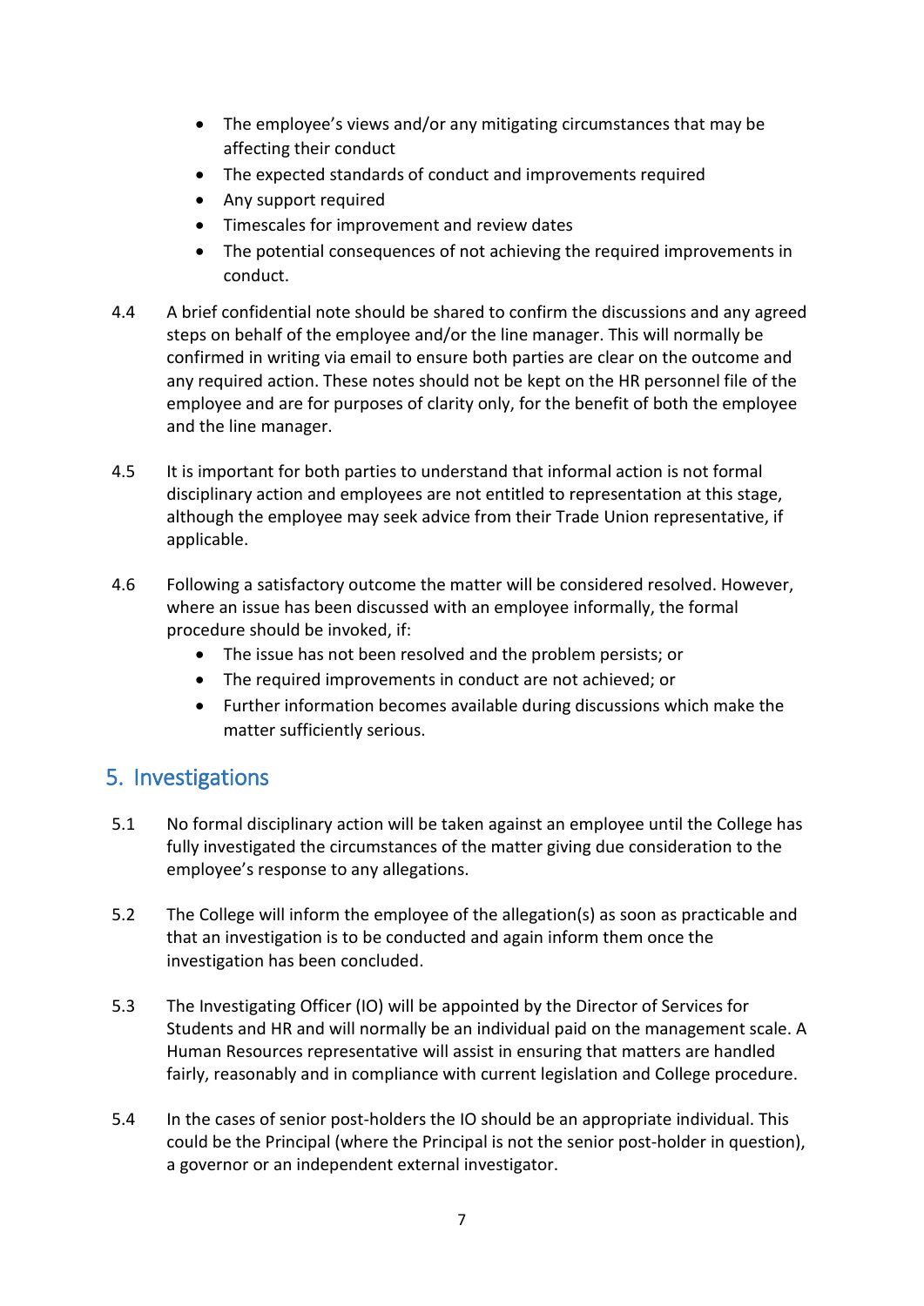- The employee's views and/or any mitigating circumstances that may be affecting their conduct
- The expected standards of conduct and improvements required
- Any support required
- Timescales for improvement and review dates
- The potential consequences of not achieving the required improvements in conduct.

4.4 A brief confidential note should be shared to confirm the discussions and any agreed steps on behalf of the employee and/or the line manager. This will normally be confirmed in writing via email to ensure both parties are clear on the outcome and any required action. These notes should not be kept on the HR personnel file of the employee and are for purposes of clarity only, for the benefit of both the employee and the line manager.

4.5 It is important for both parties to understand that informal action is not formal disciplinary action and employees are not entitled to representation at this stage, although the employee may seek advice from their Trade Union representative, if applicable.

4.6 Following a satisfactory outcome the matter will be considered resolved. However, where an issue has been discussed with an employee informally, the formal procedure should be invoked, if:

- The issue has not been resolved and the problem persists; or
- The required improvements in conduct are not achieved; or
- Further information becomes available during discussions which make the matter sufficiently serious.

## 5. Investigations

5.1 No formal disciplinary action will be taken against an employee until the College has fully investigated the circumstances of the matter giving due consideration to the employee's response to any allegations.

5.2 The College will inform the employee of the allegation(s) as soon as practicable and that an investigation is to be conducted and again inform them once the investigation has been concluded.

5.3 The Investigating Officer (IO) will be appointed by the Director of Services for Students and HR and will normally be an individual paid on the management scale. A Human Resources representative will assist in ensuring that matters are handled fairly, reasonably and in compliance with current legislation and College procedure.

5.4 In the cases of senior post-holders the IO should be an appropriate individual. This could be the Principal (where the Principal is not the senior post-holder in question), a governor or an independent external investigator.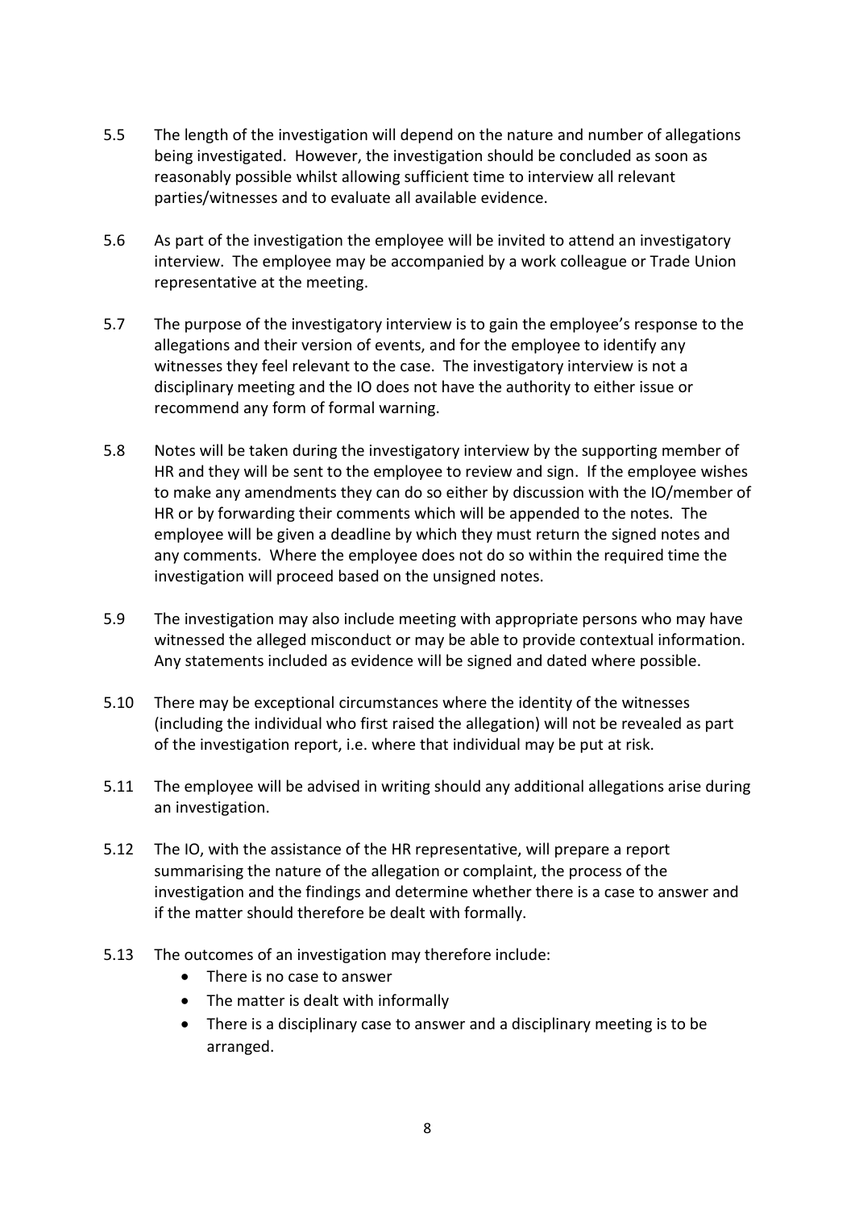5.5 The length of the investigation will depend on the nature and number of allegations being investigated. However, the investigation should be concluded as soon as reasonably possible whilst allowing sufficient time to interview all relevant parties/witnesses and to evaluate all available evidence.

5.6 As part of the investigation the employee will be invited to attend an investigatory interview. The employee may be accompanied by a work colleague or Trade Union representative at the meeting.

5.7 The purpose of the investigatory interview is to gain the employee's response to the allegations and their version of events, and for the employee to identify any witnesses they feel relevant to the case. The investigatory interview is not a disciplinary meeting and the IO does not have the authority to either issue or recommend any form of formal warning.

5.8 Notes will be taken during the investigatory interview by the supporting member of HR and they will be sent to the employee to review and sign. If the employee wishes to make any amendments they can do so either by discussion with the IO/member of HR or by forwarding their comments which will be appended to the notes. The employee will be given a deadline by which they must return the signed notes and any comments. Where the employee does not do so within the required time the investigation will proceed based on the unsigned notes.

5.9 The investigation may also include meeting with appropriate persons who may have witnessed the alleged misconduct or may be able to provide contextual information. Any statements included as evidence will be signed and dated where possible.

5.10 There may be exceptional circumstances where the identity of the witnesses (including the individual who first raised the allegation) will not be revealed as part of the investigation report, i.e. where that individual may be put at risk.

5.11 The employee will be advised in writing should any additional allegations arise during an investigation.

5.12 The IO, with the assistance of the HR representative, will prepare a report summarising the nature of the allegation or complaint, the process of the investigation and the findings and determine whether there is a case to answer and if the matter should therefore be dealt with formally.

5.13 The outcomes of an investigation may therefore include:

- There is no case to answer
- The matter is dealt with informally
- There is a disciplinary case to answer and a disciplinary meeting is to be arranged.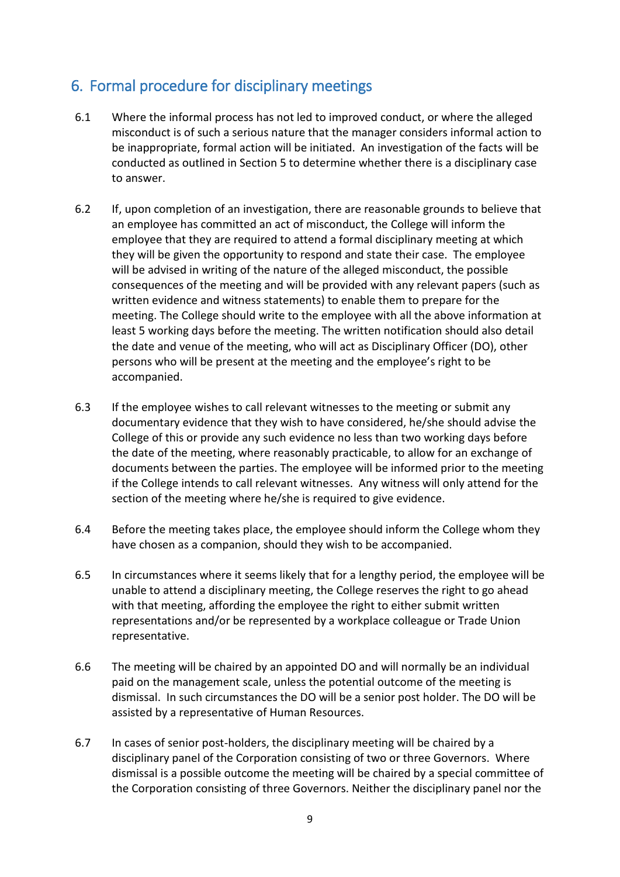## 6. Formal procedure for disciplinary meetings

6.1 Where the informal process has not led to improved conduct, or where the alleged misconduct is of such a serious nature that the manager considers informal action to be inappropriate, formal action will be initiated. An investigation of the facts will be conducted as outlined in Section 5 to determine whether there is a disciplinary case to answer.

6.2 If, upon completion of an investigation, there are reasonable grounds to believe that an employee has committed an act of misconduct, the College will inform the employee that they are required to attend a formal disciplinary meeting at which they will be given the opportunity to respond and state their case. The employee will be advised in writing of the nature of the alleged misconduct, the possible consequences of the meeting and will be provided with any relevant papers (such as written evidence and witness statements) to enable them to prepare for the meeting. The College should write to the employee with all the above information at least 5 working days before the meeting. The written notification should also detail the date and venue of the meeting, who will act as Disciplinary Officer (DO), other persons who will be present at the meeting and the employee's right to be accompanied.

6.3 If the employee wishes to call relevant witnesses to the meeting or submit any documentary evidence that they wish to have considered, he/she should advise the College of this or provide any such evidence no less than two working days before the date of the meeting, where reasonably practicable, to allow for an exchange of documents between the parties. The employee will be informed prior to the meeting if the College intends to call relevant witnesses. Any witness will only attend for the section of the meeting where he/she is required to give evidence.

6.4 Before the meeting takes place, the employee should inform the College whom they have chosen as a companion, should they wish to be accompanied.

6.5 In circumstances where it seems likely that for a lengthy period, the employee will be unable to attend a disciplinary meeting, the College reserves the right to go ahead with that meeting, affording the employee the right to either submit written representations and/or be represented by a workplace colleague or Trade Union representative.

6.6 The meeting will be chaired by an appointed DO and will normally be an individual paid on the management scale, unless the potential outcome of the meeting is dismissal. In such circumstances the DO will be a senior post holder. The DO will be assisted by a representative of Human Resources.

6.7 In cases of senior post-holders, the disciplinary meeting will be chaired by a disciplinary panel of the Corporation consisting of two or three Governors. Where dismissal is a possible outcome the meeting will be chaired by a special committee of the Corporation consisting of three Governors. Neither the disciplinary panel nor the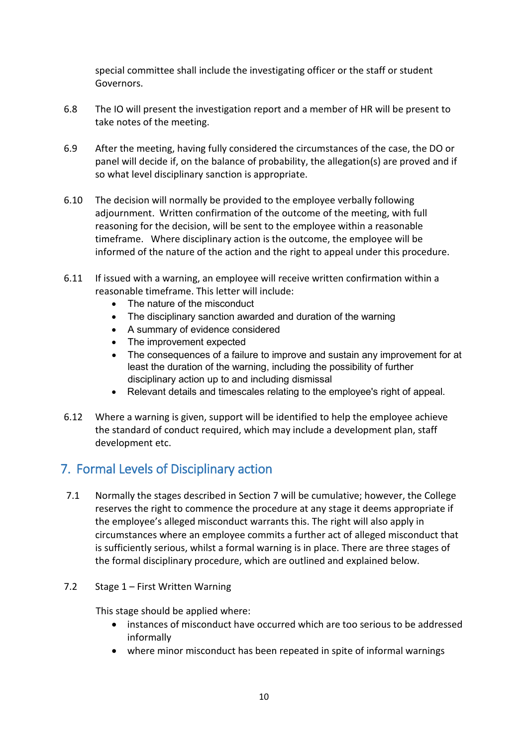special committee shall include the investigating officer or the staff or student Governors.

6.8 The IO will present the investigation report and a member of HR will be present to take notes of the meeting.

6.9 After the meeting, having fully considered the circumstances of the case, the DO or panel will decide if, on the balance of probability, the allegation(s) are proved and if so what level disciplinary sanction is appropriate.

6.10 The decision will normally be provided to the employee verbally following adjournment. Written confirmation of the outcome of the meeting, with full reasoning for the decision, will be sent to the employee within a reasonable timeframe. Where disciplinary action is the outcome, the employee will be informed of the nature of the action and the right to appeal under this procedure.

6.11 If issued with a warning, an employee will receive written confirmation within a reasonable timeframe. This letter will include:

- The nature of the misconduct
- The disciplinary sanction awarded and duration of the warning
- A summary of evidence considered
- The improvement expected
- The consequences of a failure to improve and sustain any improvement for at least the duration of the warning, including the possibility of further disciplinary action up to and including dismissal
- Relevant details and timescales relating to the employee's right of appeal.

6.12 Where a warning is given, support will be identified to help the employee achieve the standard of conduct required, which may include a development plan, staff development etc.

## 7. Formal Levels of Disciplinary action

7.1 Normally the stages described in Section 7 will be cumulative; however, the College reserves the right to commence the procedure at any stage it deems appropriate if the employee's alleged misconduct warrants this. The right will also apply in circumstances where an employee commits a further act of alleged misconduct that is sufficiently serious, whilst a formal warning is in place. There are three stages of the formal disciplinary procedure, which are outlined and explained below.

7.2 Stage 1 – First Written Warning

This stage should be applied where:

- instances of misconduct have occurred which are too serious to be addressed informally
- where minor misconduct has been repeated in spite of informal warnings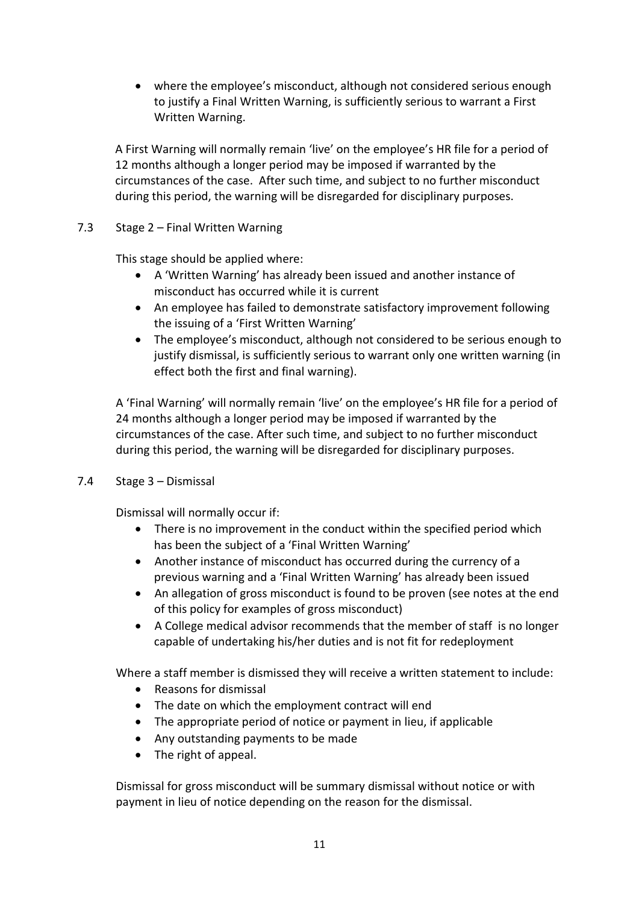- where the employee's misconduct, although not considered serious enough to justify a Final Written Warning, is sufficiently serious to warrant a First Written Warning.

A First Warning will normally remain 'live' on the employee's HR file for a period of 12 months although a longer period may be imposed if warranted by the circumstances of the case. After such time, and subject to no further misconduct during this period, the warning will be disregarded for disciplinary purposes.

### 7.3 Stage 2 – Final Written Warning

This stage should be applied where:

- A 'Written Warning' has already been issued and another instance of misconduct has occurred while it is current
- An employee has failed to demonstrate satisfactory improvement following the issuing of a 'First Written Warning'
- The employee's misconduct, although not considered to be serious enough to justify dismissal, is sufficiently serious to warrant only one written warning (in effect both the first and final warning).

A 'Final Warning' will normally remain 'live' on the employee's HR file for a period of 24 months although a longer period may be imposed if warranted by the circumstances of the case. After such time, and subject to no further misconduct during this period, the warning will be disregarded for disciplinary purposes.

### 7.4 Stage 3 – Dismissal

Dismissal will normally occur if:

- There is no improvement in the conduct within the specified period which has been the subject of a 'Final Written Warning'
- Another instance of misconduct has occurred during the currency of a previous warning and a 'Final Written Warning' has already been issued
- An allegation of gross misconduct is found to be proven (see notes at the end of this policy for examples of gross misconduct)
- A College medical advisor recommends that the member of staff is no longer capable of undertaking his/her duties and is not fit for redeployment

Where a staff member is dismissed they will receive a written statement to include:

- Reasons for dismissal
- The date on which the employment contract will end
- The appropriate period of notice or payment in lieu, if applicable
- Any outstanding payments to be made
- The right of appeal.

Dismissal for gross misconduct will be summary dismissal without notice or with payment in lieu of notice depending on the reason for the dismissal.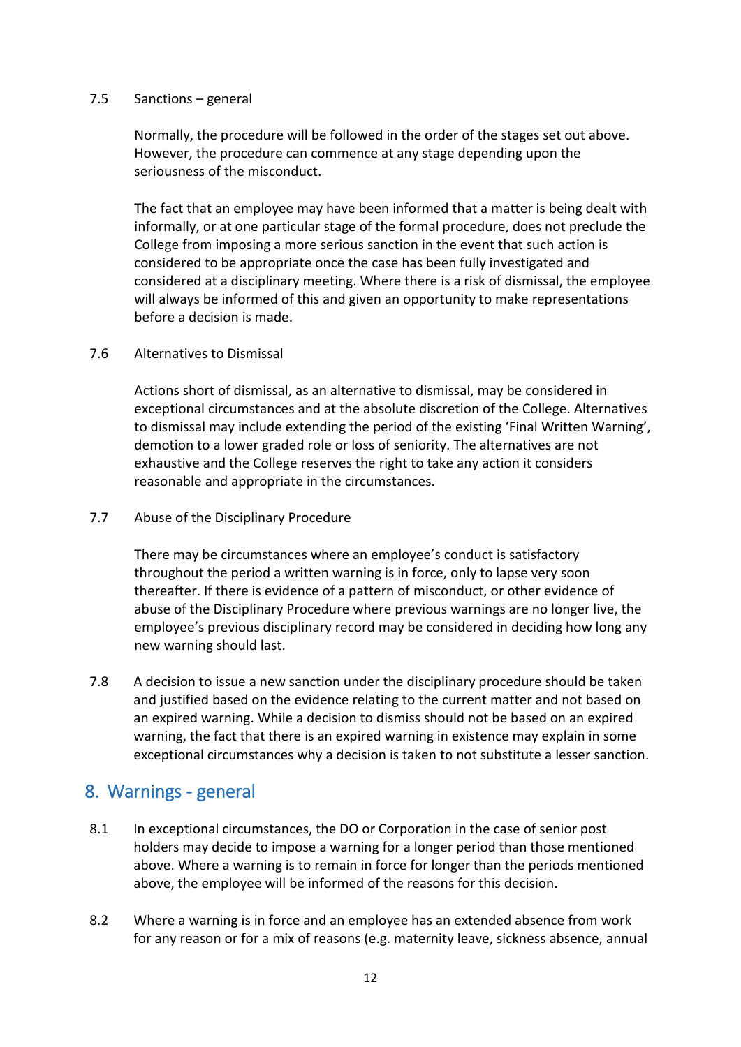7.5 Sanctions – general

Normally, the procedure will be followed in the order of the stages set out above. However, the procedure can commence at any stage depending upon the seriousness of the misconduct.

The fact that an employee may have been informed that a matter is being dealt with informally, or at one particular stage of the formal procedure, does not preclude the College from imposing a more serious sanction in the event that such action is considered to be appropriate once the case has been fully investigated and considered at a disciplinary meeting. Where there is a risk of dismissal, the employee will always be informed of this and given an opportunity to make representations before a decision is made.

7.6 Alternatives to Dismissal

Actions short of dismissal, as an alternative to dismissal, may be considered in exceptional circumstances and at the absolute discretion of the College. Alternatives to dismissal may include extending the period of the existing 'Final Written Warning', demotion to a lower graded role or loss of seniority. The alternatives are not exhaustive and the College reserves the right to take any action it considers reasonable and appropriate in the circumstances.

7.7 Abuse of the Disciplinary Procedure

There may be circumstances where an employee's conduct is satisfactory throughout the period a written warning is in force, only to lapse very soon thereafter. If there is evidence of a pattern of misconduct, or other evidence of abuse of the Disciplinary Procedure where previous warnings are no longer live, the employee's previous disciplinary record may be considered in deciding how long any new warning should last.

7.8 A decision to issue a new sanction under the disciplinary procedure should be taken and justified based on the evidence relating to the current matter and not based on an expired warning. While a decision to dismiss should not be based on an expired warning, the fact that there is an expired warning in existence may explain in some exceptional circumstances why a decision is taken to not substitute a lesser sanction.

## 8. Warnings - general

8.1 In exceptional circumstances, the DO or Corporation in the case of senior post holders may decide to impose a warning for a longer period than those mentioned above. Where a warning is to remain in force for longer than the periods mentioned above, the employee will be informed of the reasons for this decision.

8.2 Where a warning is in force and an employee has an extended absence from work for any reason or for a mix of reasons (e.g. maternity leave, sickness absence, annual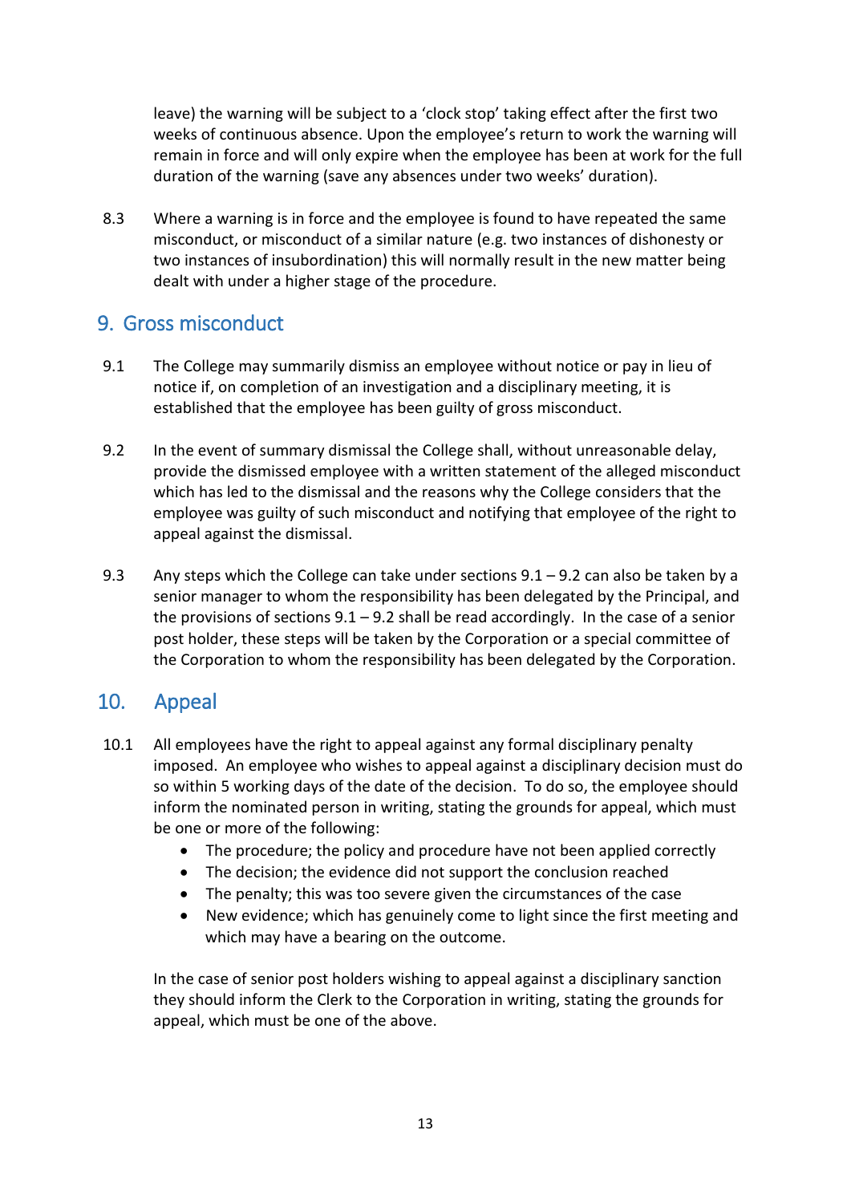leave) the warning will be subject to a 'clock stop' taking effect after the first two weeks of continuous absence. Upon the employee's return to work the warning will remain in force and will only expire when the employee has been at work for the full duration of the warning (save any absences under two weeks' duration).

8.3 Where a warning is in force and the employee is found to have repeated the same misconduct, or misconduct of a similar nature (e.g. two instances of dishonesty or two instances of insubordination) this will normally result in the new matter being dealt with under a higher stage of the procedure.

## 9. Gross misconduct

9.1 The College may summarily dismiss an employee without notice or pay in lieu of notice if, on completion of an investigation and a disciplinary meeting, it is established that the employee has been guilty of gross misconduct.

9.2 In the event of summary dismissal the College shall, without unreasonable delay, provide the dismissed employee with a written statement of the alleged misconduct which has led to the dismissal and the reasons why the College considers that the employee was guilty of such misconduct and notifying that employee of the right to appeal against the dismissal.

9.3 Any steps which the College can take under sections 9.1 – 9.2 can also be taken by a senior manager to whom the responsibility has been delegated by the Principal, and the provisions of sections 9.1 – 9.2 shall be read accordingly. In the case of a senior post holder, these steps will be taken by the Corporation or a special committee of the Corporation to whom the responsibility has been delegated by the Corporation.

## 10. Appeal

10.1 All employees have the right to appeal against any formal disciplinary penalty imposed. An employee who wishes to appeal against a disciplinary decision must do so within 5 working days of the date of the decision. To do so, the employee should inform the nominated person in writing, stating the grounds for appeal, which must be one or more of the following:

- The procedure; the policy and procedure have not been applied correctly
- The decision; the evidence did not support the conclusion reached
- The penalty; this was too severe given the circumstances of the case
- New evidence; which has genuinely come to light since the first meeting and which may have a bearing on the outcome.

In the case of senior post holders wishing to appeal against a disciplinary sanction they should inform the Clerk to the Corporation in writing, stating the grounds for appeal, which must be one of the above.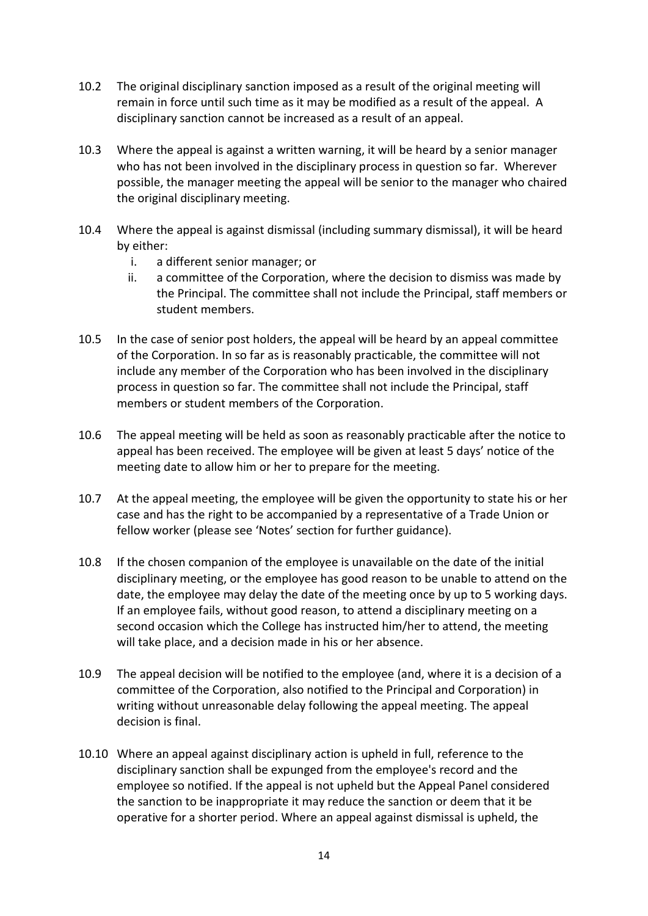10.2 The original disciplinary sanction imposed as a result of the original meeting will remain in force until such time as it may be modified as a result of the appeal. A disciplinary sanction cannot be increased as a result of an appeal.

10.3 Where the appeal is against a written warning, it will be heard by a senior manager who has not been involved in the disciplinary process in question so far. Wherever possible, the manager meeting the appeal will be senior to the manager who chaired the original disciplinary meeting.

10.4 Where the appeal is against dismissal (including summary dismissal), it will be heard by either:

  i. a different senior manager; or
  ii. a committee of the Corporation, where the decision to dismiss was made by the Principal. The committee shall not include the Principal, staff members or student members.

10.5 In the case of senior post holders, the appeal will be heard by an appeal committee of the Corporation. In so far as is reasonably practicable, the committee will not include any member of the Corporation who has been involved in the disciplinary process in question so far. The committee shall not include the Principal, staff members or student members of the Corporation.

10.6 The appeal meeting will be held as soon as reasonably practicable after the notice to appeal has been received. The employee will be given at least 5 days' notice of the meeting date to allow him or her to prepare for the meeting.

10.7 At the appeal meeting, the employee will be given the opportunity to state his or her case and has the right to be accompanied by a representative of a Trade Union or fellow worker (please see 'Notes' section for further guidance).

10.8 If the chosen companion of the employee is unavailable on the date of the initial disciplinary meeting, or the employee has good reason to be unable to attend on the date, the employee may delay the date of the meeting once by up to 5 working days. If an employee fails, without good reason, to attend a disciplinary meeting on a second occasion which the College has instructed him/her to attend, the meeting will take place, and a decision made in his or her absence.

10.9 The appeal decision will be notified to the employee (and, where it is a decision of a committee of the Corporation, also notified to the Principal and Corporation) in writing without unreasonable delay following the appeal meeting. The appeal decision is final.

10.10 Where an appeal against disciplinary action is upheld in full, reference to the disciplinary sanction shall be expunged from the employee's record and the employee so notified. If the appeal is not upheld but the Appeal Panel considered the sanction to be inappropriate it may reduce the sanction or deem that it be operative for a shorter period. Where an appeal against dismissal is upheld, the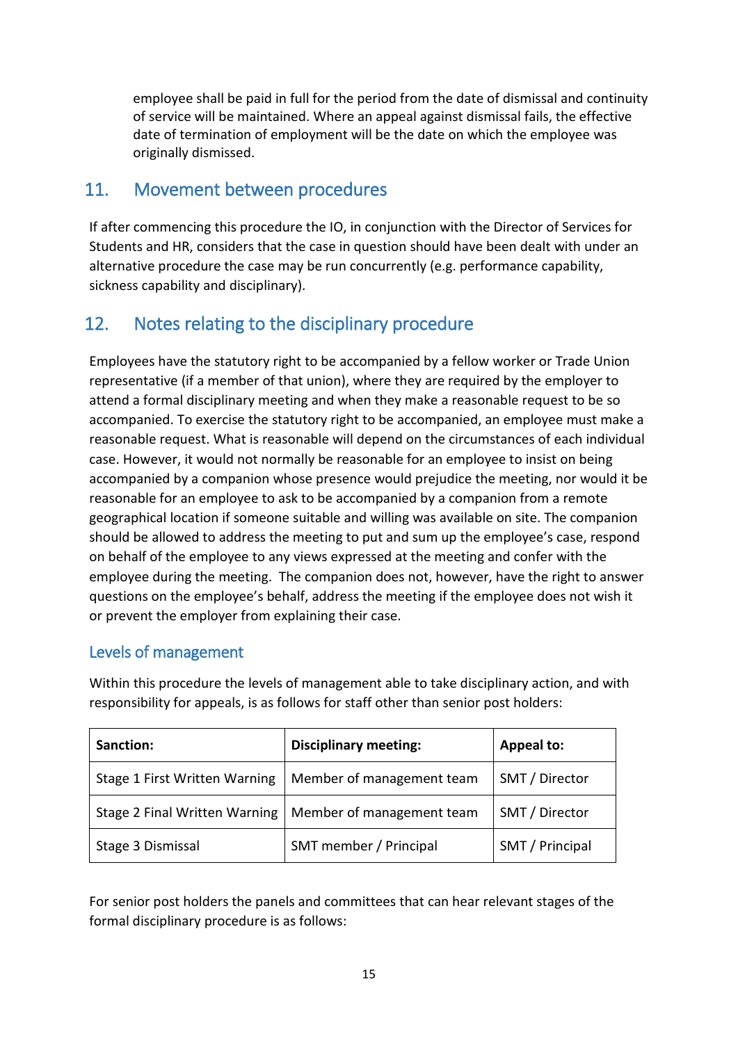employee shall be paid in full for the period from the date of dismissal and continuity of service will be maintained. Where an appeal against dismissal fails, the effective date of termination of employment will be the date on which the employee was originally dismissed.

## 11. Movement between procedures

If after commencing this procedure the IO, in conjunction with the Director of Services for Students and HR, considers that the case in question should have been dealt with under an alternative procedure the case may be run concurrently (e.g. performance capability, sickness capability and disciplinary).

## 12. Notes relating to the disciplinary procedure

Employees have the statutory right to be accompanied by a fellow worker or Trade Union representative (if a member of that union), where they are required by the employer to attend a formal disciplinary meeting and when they make a reasonable request to be so accompanied. To exercise the statutory right to be accompanied, an employee must make a reasonable request. What is reasonable will depend on the circumstances of each individual case. However, it would not normally be reasonable for an employee to insist on being accompanied by a companion whose presence would prejudice the meeting, nor would it be reasonable for an employee to ask to be accompanied by a companion from a remote geographical location if someone suitable and willing was available on site. The companion should be allowed to address the meeting to put and sum up the employee's case, respond on behalf of the employee to any views expressed at the meeting and confer with the employee during the meeting. The companion does not, however, have the right to answer questions on the employee's behalf, address the meeting if the employee does not wish it or prevent the employer from explaining their case.

### Levels of management

Within this procedure the levels of management able to take disciplinary action, and with responsibility for appeals, is as follows for staff other than senior post holders:

| Sanction: | Disciplinary meeting: | Appeal to: |
|---|---|---|
| Stage 1 First Written Warning | Member of management team | SMT / Director |
| Stage 2 Final Written Warning | Member of management team | SMT / Director |
| Stage 3 Dismissal | SMT member / Principal | SMT / Principal |

For senior post holders the panels and committees that can hear relevant stages of the formal disciplinary procedure is as follows: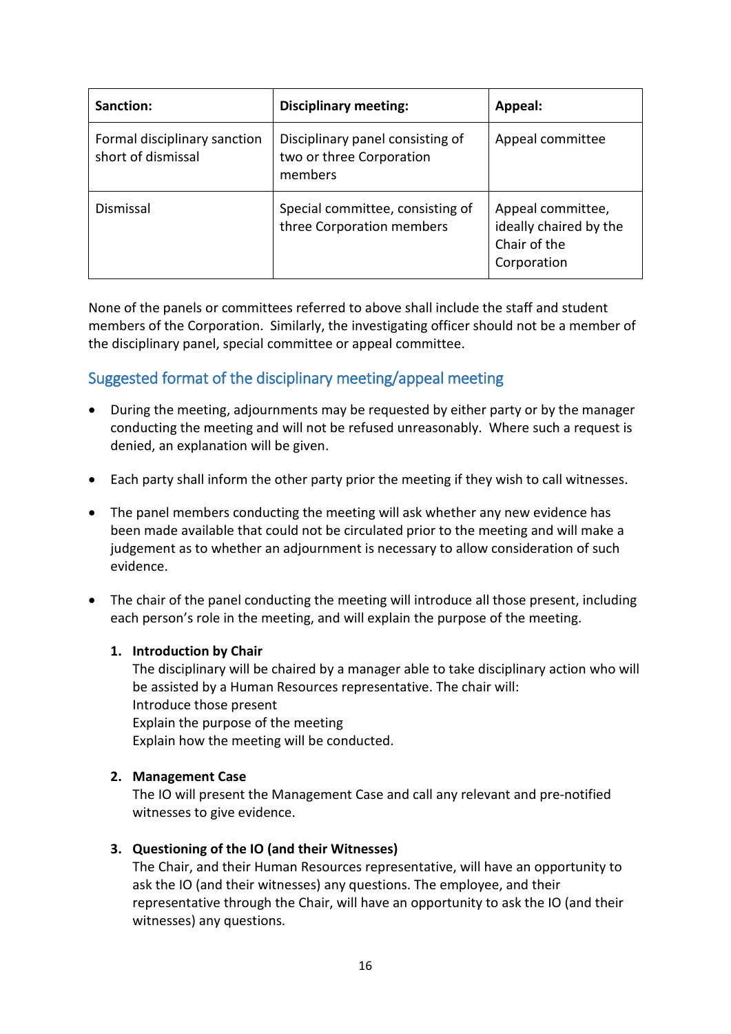| Sanction: | Disciplinary meeting: | Appeal: |
| --- | --- | --- |
| Formal disciplinary sanction short of dismissal | Disciplinary panel consisting of two or three Corporation members | Appeal committee |
| Dismissal | Special committee, consisting of three Corporation members | Appeal committee, ideally chaired by the Chair of the Corporation |

None of the panels or committees referred to above shall include the staff and student members of the Corporation. Similarly, the investigating officer should not be a member of the disciplinary panel, special committee or appeal committee.

## Suggested format of the disciplinary meeting/appeal meeting

- During the meeting, adjournments may be requested by either party or by the manager conducting the meeting and will not be refused unreasonably. Where such a request is denied, an explanation will be given.
- Each party shall inform the other party prior the meeting if they wish to call witnesses.
- The panel members conducting the meeting will ask whether any new evidence has been made available that could not be circulated prior to the meeting and will make a judgement as to whether an adjournment is necessary to allow consideration of such evidence.
- The chair of the panel conducting the meeting will introduce all those present, including each person's role in the meeting, and will explain the purpose of the meeting.

1. **Introduction by Chair**
   The disciplinary will be chaired by a manager able to take disciplinary action who will be assisted by a Human Resources representative. The chair will:
   Introduce those present
   Explain the purpose of the meeting
   Explain how the meeting will be conducted.

2. **Management Case**
   The IO will present the Management Case and call any relevant and pre-notified witnesses to give evidence.

3. **Questioning of the IO (and their Witnesses)**
   The Chair, and their Human Resources representative, will have an opportunity to ask the IO (and their witnesses) any questions. The employee, and their representative through the Chair, will have an opportunity to ask the IO (and their witnesses) any questions.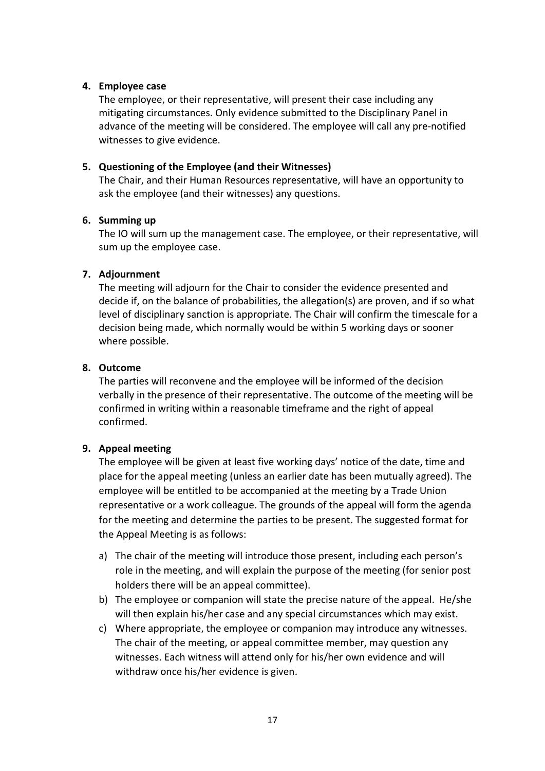4. **Employee case**
   The employee, or their representative, will present their case including any mitigating circumstances. Only evidence submitted to the Disciplinary Panel in advance of the meeting will be considered. The employee will call any pre-notified witnesses to give evidence.

5. **Questioning of the Employee (and their Witnesses)**
   The Chair, and their Human Resources representative, will have an opportunity to ask the employee (and their witnesses) any questions.

6. **Summing up**
   The IO will sum up the management case. The employee, or their representative, will sum up the employee case.

7. **Adjournment**
   The meeting will adjourn for the Chair to consider the evidence presented and decide if, on the balance of probabilities, the allegation(s) are proven, and if so what level of disciplinary sanction is appropriate. The Chair will confirm the timescale for a decision being made, which normally would be within 5 working days or sooner where possible.

8. **Outcome**
   The parties will reconvene and the employee will be informed of the decision verbally in the presence of their representative. The outcome of the meeting will be confirmed in writing within a reasonable timeframe and the right of appeal confirmed.

9. **Appeal meeting**
   The employee will be given at least five working days' notice of the date, time and place for the appeal meeting (unless an earlier date has been mutually agreed). The employee will be entitled to be accompanied at the meeting by a Trade Union representative or a work colleague. The grounds of the appeal will form the agenda for the meeting and determine the parties to be present. The suggested format for the Appeal Meeting is as follows:

   a) The chair of the meeting will introduce those present, including each person's role in the meeting, and will explain the purpose of the meeting (for senior post holders there will be an appeal committee).
   b) The employee or companion will state the precise nature of the appeal. He/she will then explain his/her case and any special circumstances which may exist.
   c) Where appropriate, the employee or companion may introduce any witnesses. The chair of the meeting, or appeal committee member, may question any witnesses. Each witness will attend only for his/her own evidence and will withdraw once his/her evidence is given.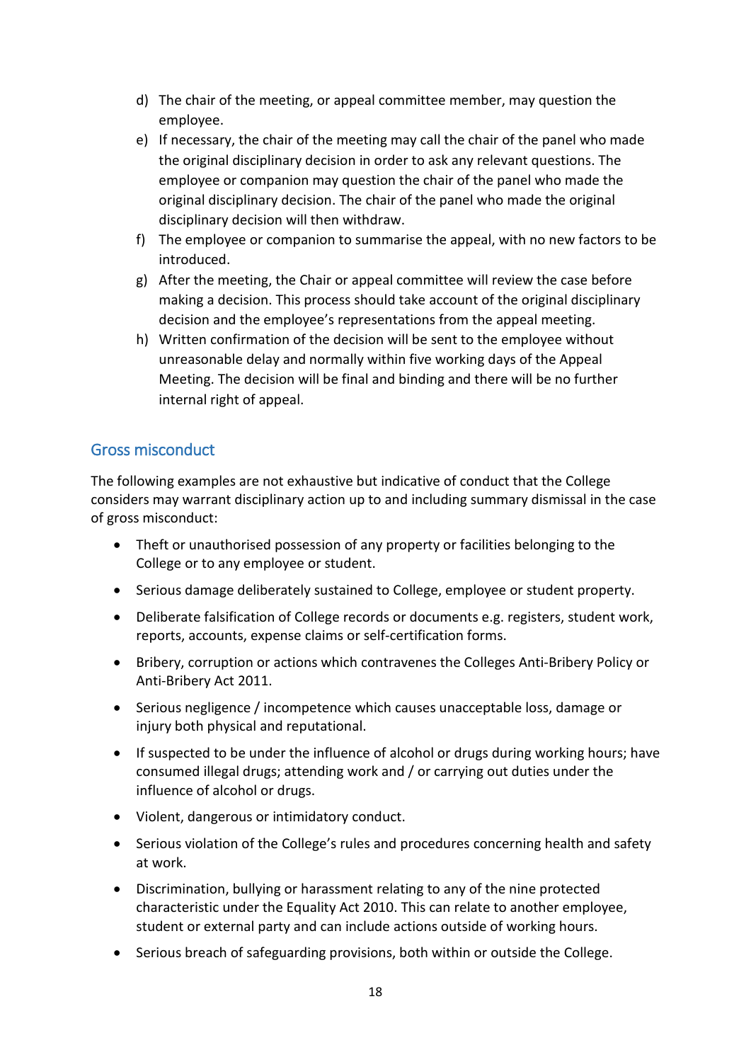d) The chair of the meeting, or appeal committee member, may question the employee.
e) If necessary, the chair of the meeting may call the chair of the panel who made the original disciplinary decision in order to ask any relevant questions. The employee or companion may question the chair of the panel who made the original disciplinary decision. The chair of the panel who made the original disciplinary decision will then withdraw.
f) The employee or companion to summarise the appeal, with no new factors to be introduced.
g) After the meeting, the Chair or appeal committee will review the case before making a decision. This process should take account of the original disciplinary decision and the employee's representations from the appeal meeting.
h) Written confirmation of the decision will be sent to the employee without unreasonable delay and normally within five working days of the Appeal Meeting. The decision will be final and binding and there will be no further internal right of appeal.

## Gross misconduct

The following examples are not exhaustive but indicative of conduct that the College considers may warrant disciplinary action up to and including summary dismissal in the case of gross misconduct:

- Theft or unauthorised possession of any property or facilities belonging to the College or to any employee or student.
- Serious damage deliberately sustained to College, employee or student property.
- Deliberate falsification of College records or documents e.g. registers, student work, reports, accounts, expense claims or self-certification forms.
- Bribery, corruption or actions which contravenes the Colleges Anti-Bribery Policy or Anti-Bribery Act 2011.
- Serious negligence / incompetence which causes unacceptable loss, damage or injury both physical and reputational.
- If suspected to be under the influence of alcohol or drugs during working hours; have consumed illegal drugs; attending work and / or carrying out duties under the influence of alcohol or drugs.
- Violent, dangerous or intimidatory conduct.
- Serious violation of the College's rules and procedures concerning health and safety at work.
- Discrimination, bullying or harassment relating to any of the nine protected characteristic under the Equality Act 2010. This can relate to another employee, student or external party and can include actions outside of working hours.
- Serious breach of safeguarding provisions, both within or outside the College.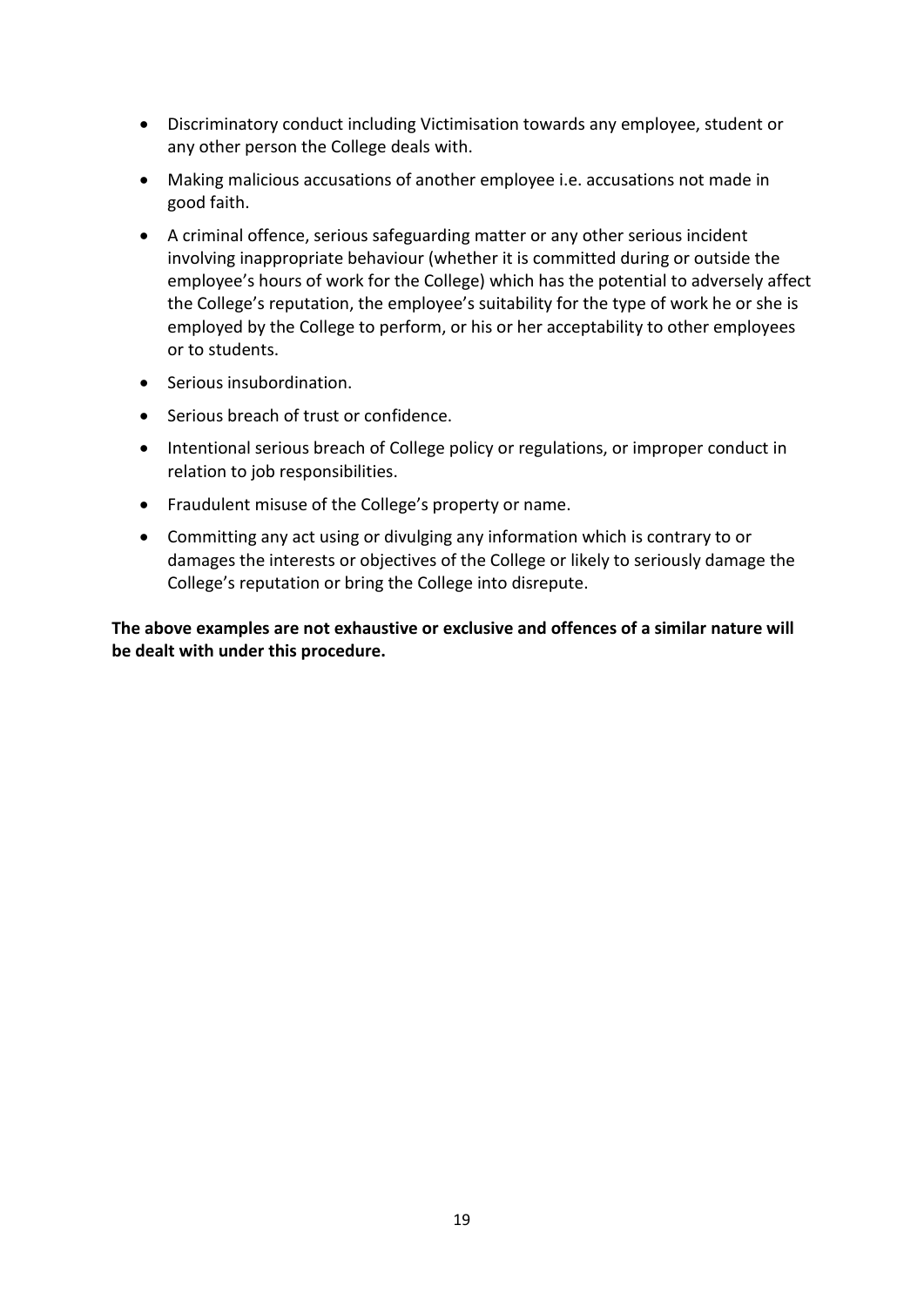- Discriminatory conduct including Victimisation towards any employee, student or any other person the College deals with.
- Making malicious accusations of another employee i.e. accusations not made in good faith.
- A criminal offence, serious safeguarding matter or any other serious incident involving inappropriate behaviour (whether it is committed during or outside the employee's hours of work for the College) which has the potential to adversely affect the College's reputation, the employee's suitability for the type of work he or she is employed by the College to perform, or his or her acceptability to other employees or to students.
- Serious insubordination.
- Serious breach of trust or confidence.
- Intentional serious breach of College policy or regulations, or improper conduct in relation to job responsibilities.
- Fraudulent misuse of the College's property or name.
- Committing any act using or divulging any information which is contrary to or damages the interests or objectives of the College or likely to seriously damage the College's reputation or bring the College into disrepute.

**The above examples are not exhaustive or exclusive and offences of a similar nature will be dealt with under this procedure.**